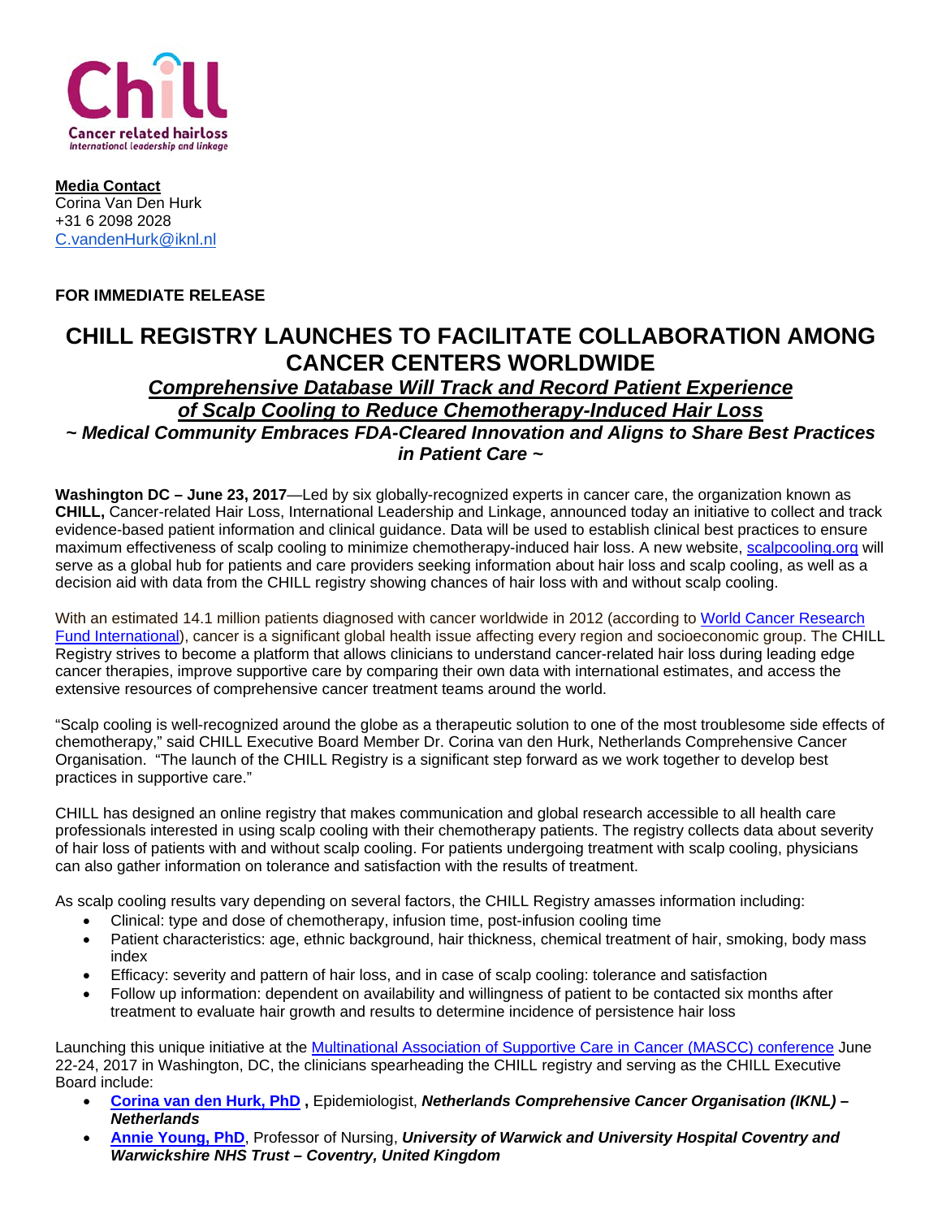Chill

Cancer related hairloss
International leadership and linkage

**Media Contact**
Corina Van Den Hurk
+31 6 2098 2028
C.vandenHurk@iknl.nl

**FOR IMMEDIATE RELEASE**

# CHILL REGISTRY LAUNCHES TO FACILITATE COLLABORATION AMONG CANCER CENTERS WORLDWIDE

## *Comprehensive Database Will Track and Record Patient Experience of Scalp Cooling to Reduce Chemotherapy-Induced Hair Loss*

### *~ Medical Community Embraces FDA-Cleared Innovation and Aligns to Share Best Practices in Patient Care ~*

**Washington DC – June 23, 2017**—Led by six globally-recognized experts in cancer care, the organization known as **CHILL,** Cancer-related Hair Loss, International Leadership and Linkage, announced today an initiative to collect and track evidence-based patient information and clinical guidance. Data will be used to establish clinical best practices to ensure maximum effectiveness of scalp cooling to minimize chemotherapy-induced hair loss. A new website, scalpcooling.org will serve as a global hub for patients and care providers seeking information about hair loss and scalp cooling, as well as a decision aid with data from the CHILL registry showing chances of hair loss with and without scalp cooling.

With an estimated 14.1 million patients diagnosed with cancer worldwide in 2012 (according to World Cancer Research Fund International), cancer is a significant global health issue affecting every region and socioeconomic group. The CHILL Registry strives to become a platform that allows clinicians to understand cancer-related hair loss during leading edge cancer therapies, improve supportive care by comparing their own data with international estimates, and access the extensive resources of comprehensive cancer treatment teams around the world.

"Scalp cooling is well-recognized around the globe as a therapeutic solution to one of the most troublesome side effects of chemotherapy," said CHILL Executive Board Member Dr. Corina van den Hurk, Netherlands Comprehensive Cancer Organisation. "The launch of the CHILL Registry is a significant step forward as we work together to develop best practices in supportive care."

CHILL has designed an online registry that makes communication and global research accessible to all health care professionals interested in using scalp cooling with their chemotherapy patients. The registry collects data about severity of hair loss of patients with and without scalp cooling. For patients undergoing treatment with scalp cooling, physicians can also gather information on tolerance and satisfaction with the results of treatment.

As scalp cooling results vary depending on several factors, the CHILL Registry amasses information including:

- Clinical: type and dose of chemotherapy, infusion time, post-infusion cooling time
- Patient characteristics: age, ethnic background, hair thickness, chemical treatment of hair, smoking, body mass index
- Efficacy: severity and pattern of hair loss, and in case of scalp cooling: tolerance and satisfaction
- Follow up information: dependent on availability and willingness of patient to be contacted six months after treatment to evaluate hair growth and results to determine incidence of persistence hair loss

Launching this unique initiative at the Multinational Association of Supportive Care in Cancer (MASCC) conference June 22-24, 2017 in Washington, DC, the clinicians spearheading the CHILL registry and serving as the CHILL Executive Board include:

- **Corina van den Hurk, PhD ,** Epidemiologist, ***Netherlands Comprehensive Cancer Organisation (IKNL) – Netherlands***
- **Annie Young, PhD**, Professor of Nursing, ***University of Warwick and University Hospital Coventry and Warwickshire NHS Trust – Coventry, United Kingdom***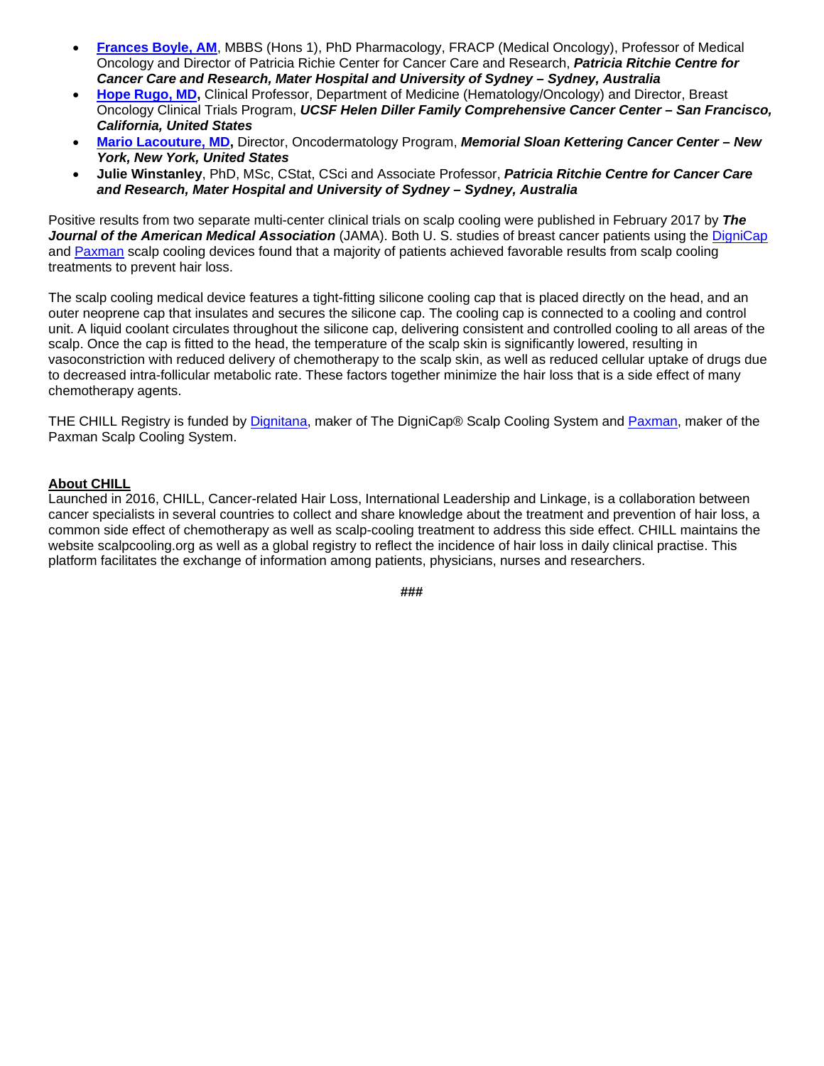- **Frances Boyle, AM**, MBBS (Hons 1), PhD Pharmacology, FRACP (Medical Oncology), Professor of Medical Oncology and Director of Patricia Richie Center for Cancer Care and Research, ***Patricia Ritchie Centre for Cancer Care and Research, Mater Hospital and University of Sydney – Sydney, Australia***
- **Hope Rugo, MD,** Clinical Professor, Department of Medicine (Hematology/Oncology) and Director, Breast Oncology Clinical Trials Program, ***UCSF Helen Diller Family Comprehensive Cancer Center – San Francisco, California, United States***
- **Mario Lacouture, MD,** Director, Oncodermatology Program, ***Memorial Sloan Kettering Cancer Center – New York, New York, United States***
- **Julie Winstanley**, PhD, MSc, CStat, CSci and Associate Professor, ***Patricia Ritchie Centre for Cancer Care and Research, Mater Hospital and University of Sydney – Sydney, Australia***

Positive results from two separate multi-center clinical trials on scalp cooling were published in February 2017 by ***The Journal of the American Medical Association*** (JAMA). Both U. S. studies of breast cancer patients using the DigniCap and Paxman scalp cooling devices found that a majority of patients achieved favorable results from scalp cooling treatments to prevent hair loss.

The scalp cooling medical device features a tight-fitting silicone cooling cap that is placed directly on the head, and an outer neoprene cap that insulates and secures the silicone cap. The cooling cap is connected to a cooling and control unit. A liquid coolant circulates throughout the silicone cap, delivering consistent and controlled cooling to all areas of the scalp. Once the cap is fitted to the head, the temperature of the scalp skin is significantly lowered, resulting in vasoconstriction with reduced delivery of chemotherapy to the scalp skin, as well as reduced cellular uptake of drugs due to decreased intra-follicular metabolic rate. These factors together minimize the hair loss that is a side effect of many chemotherapy agents.

THE CHILL Registry is funded by Dignitana, maker of The DigniCap® Scalp Cooling System and Paxman, maker of the Paxman Scalp Cooling System.

**About CHILL**

Launched in 2016, CHILL, Cancer-related Hair Loss, International Leadership and Linkage, is a collaboration between cancer specialists in several countries to collect and share knowledge about the treatment and prevention of hair loss, a common side effect of chemotherapy as well as scalp-cooling treatment to address this side effect. CHILL maintains the website scalpcooling.org as well as a global registry to reflect the incidence of hair loss in daily clinical practise. This platform facilitates the exchange of information among patients, physicians, nurses and researchers.

###